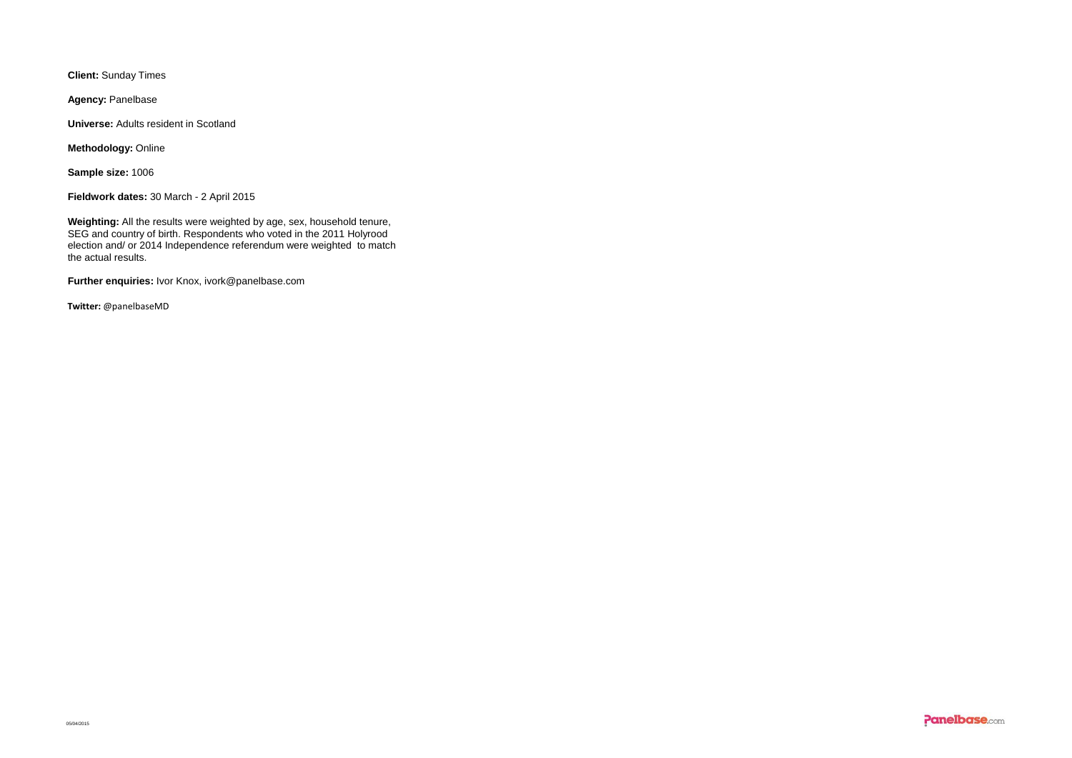**Client:** Sunday Times

**Agency:** Panelbase

**Universe:** Adults resident in Scotland

**Methodology:** Online

**Sample size:** 1006

**Fieldwork dates:** 30 March - 2 April 2015

**Weighting:** All the results were weighted by age, sex, household tenure, SEG and country of birth. Respondents who voted in the 2011 Holyrood election and/ or 2014 Independence referendum were weighted to match the actual results.

**Further enquiries:** Ivor Knox, ivork@panelbase.com

**Twitter:** @panelbaseMD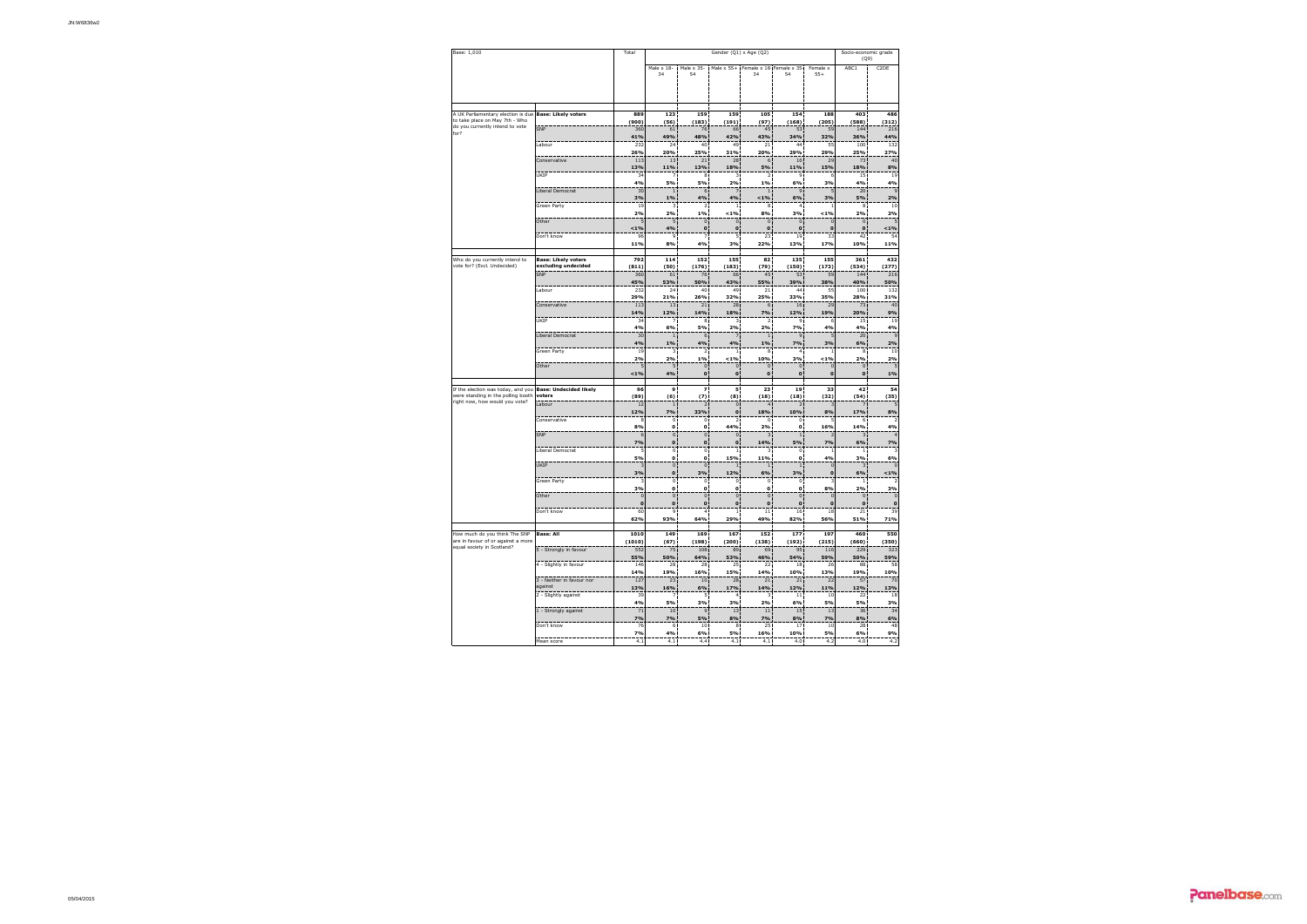Base: 1,010

| | | Total | Gender (Q1) x Age (Q2) | | | | | | Socio-economic grade (Q9) | |
|---|---|---|---|---|---|---|---|---|---|---|
| | | | Male x 18-34 | Male x 35-54 | Male x 55+ | Female x 18-34 | Female x 35-54 | Female x 55+ | ABC1 | C2DE |
| A UK Parliamentary election is due to take place on May 7th - Who do you currently intend to vote for? | Base: Likely voters | 889 | 123 | 159 | 159 | 105 | 154 | 188 | 403 | 486 |
| | | (900) | (56) | (183) | (191) | (97) | (168) | (205) | (588) | (312) |
| | SNP | 360 | 61 | 76 | 66 | 45 | 53 | 59 | 144 | 216 |
| | | 41% | 49% | 48% | 42% | 43% | 34% | 32% | 36% | 44% |
| | Labour | 232 | 24 | 40 | 49 | 21 | 44 | 55 | 100 | 132 |
| | | 26% | 20% | 25% | 31% | 20% | 29% | 29% | 25% | 27% |
| | Conservative | 113 | 13 | 21 | 28 | 6 | 16 | 29 | 73 | 40 |
| | | 13% | 11% | 13% | 18% | 5% | 11% | 15% | 18% | 8% |
| | UKIP | 34 | 7 | 8 | 3 | 2 | 9 | 6 | 15 | 19 |
| | | 4% | 5% | 5% | 2% | 1% | 6% | 3% | 4% | 4% |
| | Liberal Democrat | 30 | 1 | 6 | 7 | 1 | 9 | 5 | 20 | 9 |
| | | 3% | 1% | 4% | 4% | <1% | 6% | 3% | 5% | 2% |
| | Green Party | 19 | 3 | 2 | 1 | 8 | 4 | 1 | 8 | 10 |
| | | 2% | 2% | 1% | <1% | 8% | 3% | <1% | 2% | 2% |
| | Other | 5 | 5 | 0 | 0 | 0 | 0 | 0 | 0 | 5 |
| | | <1% | 4% | 0 | 0 | 0 | 0 | 0 | 0 | <1% |
| | Don't know | 96 | 9 | 7 | 5 | 23 | 19 | 33 | 42 | 54 |
| | | 11% | 8% | 4% | 3% | 22% | 13% | 17% | 10% | 11% |
| Who do you currently intend to vote for? (Excl. Undecided) | Base: Likely voters excluding undecided | 792 | 114 | 152 | 155 | 82 | 135 | 155 | 361 | 432 |
| | | (811) | (50) | (176) | (183) | (79) | (150) | (173) | (534) | (277) |
| | SNP | 360 | 61 | 76 | 66 | 45 | 53 | 59 | 144 | 216 |
| | | 45% | 53% | 50% | 43% | 55% | 39% | 38% | 40% | 50% |
| | Labour | 232 | 24 | 40 | 49 | 21 | 44 | 55 | 100 | 132 |
| | | 29% | 21% | 26% | 32% | 25% | 33% | 35% | 28% | 31% |
| | Conservative | 113 | 13 | 21 | 28 | 6 | 16 | 29 | 73 | 40 |
| | | 14% | 12% | 14% | 18% | 7% | 12% | 19% | 20% | 9% |
| | UKIP | 34 | 7 | 8 | 3 | 2 | 9 | 6 | 15 | 19 |
| | | 4% | 6% | 5% | 2% | 2% | 7% | 4% | 4% | 4% |
| | Liberal Democrat | 30 | 1 | 6 | 7 | 1 | 9 | 5 | 20 | 9 |
| | | 4% | 1% | 4% | 4% | 1% | 7% | 3% | 6% | 2% |
| | Green Party | 19 | 3 | 2 | 1 | 8 | 4 | 1 | 8 | 10 |
| | | 2% | 2% | 1% | <1% | 10% | 3% | <1% | 2% | 2% |
| | Other | 5 | 5 | 0 | 0 | 0 | 0 | 0 | 0 | 5 |
| | | <1% | 4% | 0 | 0 | 0 | 0 | 0 | 0 | 1% |
| If the election was today, and you were standing in the polling booth right now, how would you vote? | Base: Undecided likely voters | 96 | 9 | 7 | 5 | 23 | 19 | 33 | 42 | 54 |
| | | (89) | (6) | (7) | (8) | (18) | (18) | (32) | (54) | (35) |
| | Labour | 12 | 1 | 2 | 0 | 4 | 2 | 3 | 7 | 5 |
| | | 12% | 7% | 33% | 0 | 18% | 10% | 8% | 17% | 8% |
| | Conservative | 8 | 0 | 0 | 2 | 0 | 0 | 5 | 6 | 2 |
| | | 8% | 0 | 0 | 44% | 2% | 0 | 16% | 14% | 4% |
| | SNP | 6 | 0 | 0 | 0 | 3 | 1 | 2 | 3 | 4 |
| | | 7% | 0 | 0 | 0 | 14% | 5% | 7% | 6% | 7% |
| | Liberal Democrat | 5 | 0 | 0 | 1 | 3 | 0 | 1 | 1 | 3 |
| | | 5% | 0 | 0 | 15% | 11% | 0 | 4% | 3% | 6% |
| | UKIP | 3 | 0 | 0 | 1 | 1 | 1 | 0 | 3 | 0 |
| | | 3% | 0 | 3% | 12% | 6% | 3% | 0 | 6% | <1% |
| | Green Party | 3 | 0 | 0 | 0 | 0 | 0 | 3 | 1 | 2 |
| | | 3% | 0 | 0 | 0 | 0 | 0 | 8% | 2% | 3% |
| | Other | 0 | 0 | 0 | 0 | 0 | 0 | 0 | 0 | 0 |
| | | 0 | 0 | 0 | 0 | 0 | 0 | 0 | 0 | 0 |
| | Don't know | 60 | 9 | 4 | 1 | 11 | 16 | 18 | 21 | 39 |
| | | 62% | 93% | 64% | 29% | 49% | 82% | 56% | 51% | 71% |
| How much do you think The SNP are in favour of or against a more equal society in Scotland? | Base: All | 1010 | 149 | 169 | 167 | 152 | 177 | 197 | 460 | 550 |
| | | (1010) | (67) | (198) | (200) | (138) | (192) | (215) | (660) | (350) |
| | 5 - Strongly in favour | 552 | 75 | 108 | 89 | 69 | 95 | 116 | 229 | 323 |
| | | 55% | 50% | 64% | 53% | 46% | 54% | 59% | 50% | 59% |
| | 4 - Slightly in favour | 146 | 28 | 28 | 25 | 22 | 18 | 26 | 88 | 58 |
| | | 14% | 19% | 16% | 15% | 14% | 10% | 13% | 19% | 10% |
| | 3 - Neither in favour nor against | 127 | 23 | 10 | 28 | 21 | 21 | 22 | 57 | 70 |
| | | 13% | 16% | 6% | 17% | 14% | 12% | 11% | 12% | 13% |
| | 2 - Slightly against | 39 | 7 | 5 | 5 | 3 | 11 | 10 | 22 | 18 |
| | | 4% | 5% | 3% | 3% | 2% | 6% | 5% | 5% | 3% |
| | 1 - Strongly against | 71 | 10 | 9 | 13 | 11 | 15 | 13 | 36 | 34 |
| | | 7% | 7% | 5% | 8% | 7% | 8% | 7% | 8% | 6% |
| | Don't know | 76 | 6 | 10 | 8 | 25 | 17 | 10 | 28 | 48 |
| | | 7% | 4% | 6% | 5% | 16% | 10% | 5% | 6% | 9% |
| | Mean score | 4.1 | 4.1 | 4.4 | 4.1 | 4.1 | 4.0 | 4.2 | 4.0 | 4.2 |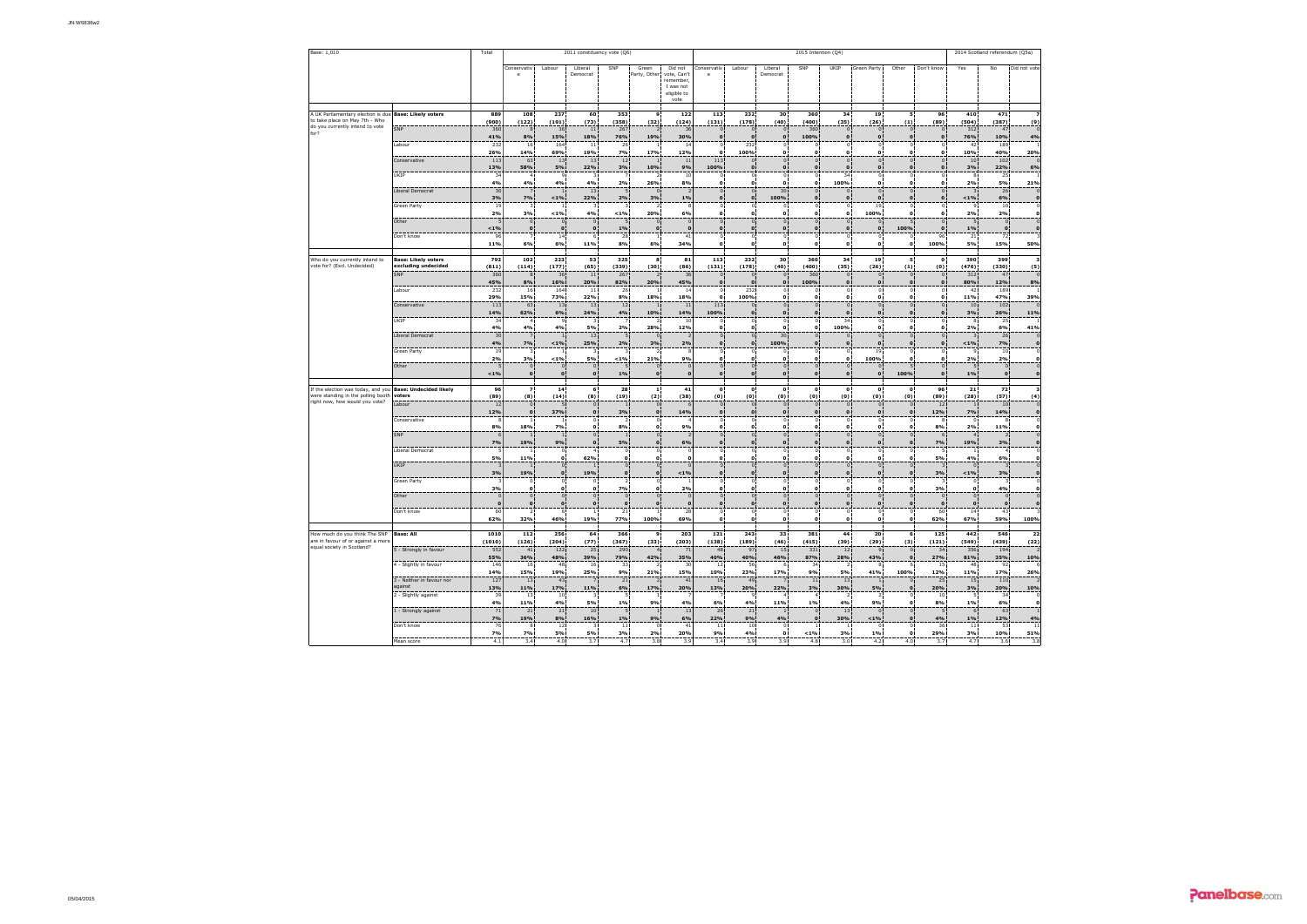| Base: 1,010 | | Total | 2011 constituency vote (Q6) | | | | | | 2015 Intention (Q4) | | | | | | | | 2014 Scotland referendum (Q5a) | | |
|---|---|---|---|---|---|---|---|---|---|---|---|---|---|---|---|---|---|---|---|
| | | | Conservative | Labour | Liberal Democrat | SNP | Green Party, Other | Did not vote, Can't remember, I was not eligible to vote | Conservative | Labour | Liberal Democrat | SNP | UKIP | Green Party | Other | Don't know | Yes | No | Did not vote |
| A UK Parliamentary election is due to take place on May 7th - Who do you currently intend to vote for? | Base: Likely voters | 889 | 108 | 237 | 60 | 353 | 9 | 122 | 113 | 232 | 30 | 360 | 34 | 19 | 5 | 96 | 410 | 471 | 7 |
| | | (900) | (122) | (191) | (73) | (358) | (32) | (124) | (131) | (178) | (40) | (400) | (35) | (26) | (1) | (89) | (504) | (387) | (9) |
| | SNP | 360 | 9 | 36 | 11 | 267 | 2 | 36 | 0 | 0 | 0 | 360 | 0 | 0 | 0 | 0 | 312 | 47 | 0 |
| | | 41% | 8% | 15% | 18% | 76% | 19% | 30% | 0 | 0 | 0 | 100% | 0 | 0 | 0 | 0 | 76% | 10% | 4% |
| | Labour | 232 | 15 | 164 | 11 | 26 | 1 | 14 | 0 | 232 | 0 | 0 | 0 | 0 | 0 | 0 | 42 | 189 | 1 |
| | | 26% | 14% | 69% | 19% | 7% | 17% | 12% | 0 | 100% | 0 | 0 | 0 | 0 | 0 | 0 | 10% | 40% | 20% |
| | Conservative | 113 | 63 | 13 | 13 | 12 | 1 | 11 | 113 | 0 | 0 | 0 | 0 | 0 | 0 | 0 | 10 | 102 | 0 |
| | | 13% | 58% | 5% | 22% | 3% | 10% | 9% | 100% | 0 | 0 | 0 | 0 | 0 | 0 | 0 | 3% | 22% | 6% |
| | UKIP | 34 | 4 | 9 | 3 | 7 | 2 | 10 | 0 | 0 | 0 | 0 | 34 | 0 | 0 | 0 | 8 | 25 | 1 |
| | | 4% | 4% | 4% | 4% | 2% | 26% | 8% | 0 | 0 | 0 | 0 | 100% | 0 | 0 | 0 | 2% | 5% | 21% |
| | Liberal Democrat | 30 | 7 | 1 | 13 | 5 | 0 | 2 | 0 | 0 | 30 | 0 | 0 | 0 | 0 | 0 | 3 | 26 | 0 |
| | | 3% | 7% | <1% | 22% | 2% | 3% | 1% | 0 | 0 | 100% | 0 | 0 | 0 | 0 | 0 | <1% | 6% | 0 |
| | Green Party | 19 | 3 | 1 | 3 | 2 | 2 | 8 | 0 | 0 | 0 | 0 | 0 | 19 | 0 | 0 | 9 | 10 | 0 |
| | | 2% | 3% | <1% | 4% | <1% | 20% | 6% | 0 | 0 | 0 | 0 | 0 | 100% | 0 | 0 | 2% | 2% | 0 |
| | Other | 5 | 0 | 0 | 0 | 5 | 0 | 0 | 0 | 0 | 0 | 0 | 0 | 0 | 5 | 0 | 5 | 0 | 0 |
| | | <1% | 0 | 0 | 0 | 1% | 0 | 0 | 0 | 0 | 0 | 0 | 0 | 0 | 100% | 0 | 1% | 0 | 0 |
| | Don't know | 96 | 7 | 14 | 6 | 28 | 1 | 41 | 0 | 0 | 0 | 0 | 0 | 0 | 0 | 96 | 21 | 72 | 3 |
| | | 11% | 6% | 6% | 11% | 8% | 6% | 34% | 0 | 0 | 0 | 0 | 0 | 0 | 0 | 100% | 5% | 15% | 50% |
| Who do you currently intend to vote for? (Excl. Undecided) | Base: Likely voters excluding undecided | 792 | 102 | 223 | 53 | 325 | 8 | 81 | 113 | 232 | 30 | 360 | 34 | 19 | 5 | 0 | 390 | 399 | 3 |
| | | (811) | (114) | (177) | (65) | (330) | (30) | (86) | (131) | (178) | (40) | (400) | (35) | (26) | (1) | (0) | (476) | (330) | (5) |
| | SNP | 360 | 9 | 36 | 11 | 267 | 2 | 36 | 0 | 0 | 0 | 360 | 0 | 0 | 0 | 0 | 312 | 47 | 0 |
| | | 45% | 8% | 16% | 20% | 82% | 20% | 45% | 0 | 0 | 0 | 100% | 0 | 0 | 0 | 0 | 80% | 12% | 8% |
| | Labour | 232 | 15 | 164 | 11 | 26 | 1 | 14 | 0 | 232 | 0 | 0 | 0 | 0 | 0 | 0 | 42 | 189 | 1 |
| | | 29% | 15% | 73% | 22% | 8% | 18% | 18% | 0 | 100% | 0 | 0 | 0 | 0 | 0 | 0 | 11% | 47% | 39% |
| | Conservative | 113 | 63 | 13 | 13 | 12 | 1 | 11 | 113 | 0 | 0 | 0 | 0 | 0 | 0 | 0 | 10 | 102 | 0 |
| | | 14% | 62% | 6% | 24% | 4% | 10% | 14% | 100% | 0 | 0 | 0 | 0 | 0 | 0 | 0 | 3% | 26% | 11% |
| | UKIP | 34 | 4 | 9 | 3 | 7 | 2 | 10 | 0 | 0 | 0 | 0 | 34 | 0 | 0 | 0 | 8 | 25 | 1 |
| | | 4% | 4% | 4% | 5% | 2% | 28% | 12% | 0 | 0 | 0 | 0 | 100% | 0 | 0 | 0 | 2% | 6% | 41% |
| | Liberal Democrat | 30 | 7 | 1 | 13 | 5 | 0 | 2 | 0 | 0 | 30 | 0 | 0 | 0 | 0 | 0 | 3 | 26 | 0 |
| | | 4% | 7% | <1% | 25% | 2% | 3% | 2% | 0 | 0 | 100% | 0 | 0 | 0 | 0 | 0 | <1% | 7% | 0 |
| | Green Party | 19 | 3 | 1 | 3 | 2 | 2 | 8 | 0 | 0 | 0 | 0 | 0 | 19 | 0 | 0 | 9 | 10 | 0 |
| | | 2% | 3% | <1% | 5% | <1% | 21% | 9% | 0 | 0 | 0 | 0 | 0 | 100% | 0 | 0 | 2% | 2% | 0 |
| | Other | 5 | 0 | 0 | 0 | 5 | 0 | 0 | 0 | 0 | 0 | 0 | 0 | 0 | 5 | 0 | 5 | 0 | 0 |
| | | <1% | 0 | 0 | 0 | 1% | 0 | 0 | 0 | 0 | 0 | 0 | 0 | 0 | 100% | 0 | 1% | 0 | 0 |
| If the election was today, and you were standing in the polling booth right now, how would you vote? | Base: Undecided likely voters | 96 | 7 | 14 | 6 | 28 | 1 | 41 | 0 | 0 | 0 | 0 | 0 | 0 | 0 | 96 | 21 | 72 | 3 |
| | | (89) | (8) | (14) | (8) | (19) | (2) | (38) | (0) | (0) | (0) | (0) | (0) | (0) | (0) | (89) | (28) | (57) | (4) |
| | Labour | 12 | 0 | 5 | 0 | 1 | 0 | 6 | 0 | 0 | 0 | 0 | 0 | 0 | 0 | 12 | 1 | 10 | 0 |
| | | 12% | 0 | 37% | 0 | 3% | 0 | 14% | 0 | 0 | 0 | 0 | 0 | 0 | 0 | 12% | 7% | 14% | 0 |
| | Conservative | 8 | 1 | 1 | 0 | 2 | 0 | 4 | 0 | 0 | 0 | 0 | 0 | 0 | 0 | 8 | 0 | 8 | 0 |
| | | 8% | 18% | 7% | 0 | 8% | 0 | 9% | 0 | 0 | 0 | 0 | 0 | 0 | 0 | 8% | 2% | 11% | 0 |
| | SNP | 6 | 1 | 1 | 0 | 1 | 0 | 2 | 0 | 0 | 0 | 0 | 0 | 0 | 0 | 6 | 4 | 2 | 0 |
| | | 7% | 19% | 9% | 0 | 5% | 0 | 6% | 0 | 0 | 0 | 0 | 0 | 0 | 0 | 7% | 19% | 3% | 0 |
| | Liberal Democrat | 5 | 1 | 0 | 4 | 0 | 0 | 0 | 0 | 0 | 0 | 0 | 0 | 0 | 0 | 5 | 1 | 4 | 0 |
| | | 5% | 11% | 0 | 62% | 0 | 0 | 0 | 0 | 0 | 0 | 0 | 0 | 0 | 0 | 5% | 4% | 6% | 0 |
| | UKIP | 3 | 1 | 0 | 1 | 0 | 0 | 0 | 0 | 0 | 0 | 0 | 0 | 0 | 0 | 3 | 0 | 3 | 0 |
| | | 3% | 19% | 0 | 19% | 0 | 0 | <1% | 0 | 0 | 0 | 0 | 0 | 0 | 0 | 3% | <1% | 3% | 0 |
| | Green Party | 3 | 0 | 0 | 0 | 2 | 0 | 1 | 0 | 0 | 0 | 0 | 0 | 0 | 0 | 3 | 0 | 3 | 0 |
| | | 3% | 0 | 0 | 0 | 7% | 0 | 2% | 0 | 0 | 0 | 0 | 0 | 0 | 0 | 3% | 0 | 4% | 0 |
| | Other | 0 | 0 | 0 | 0 | 0 | 0 | 0 | 0 | 0 | 0 | 0 | 0 | 0 | 0 | 0 | 0 | 0 | 0 |
| | | 0 | 0 | 0 | 0 | 0 | 0 | 0 | 0 | 0 | 0 | 0 | 0 | 0 | 0 | 0 | 0 | 0 | 0 |
| | Don't know | 60 | 3 | 6 | 1 | 21 | 1 | 28 | 0 | 0 | 0 | 0 | 0 | 0 | 0 | 60 | 14 | 43 | 3 |
| | | 62% | 32% | 46% | 19% | 77% | 100% | 69% | 0 | 0 | 0 | 0 | 0 | 0 | 0 | 62% | 67% | 59% | 100% |
| How much do you think The SNP are in favour of or against a more equal society in Scotland? | Base: All | 1010 | 112 | 256 | 64 | 366 | 9 | 203 | 121 | 243 | 33 | 381 | 44 | 20 | 6 | 125 | 442 | 546 | 22 |
| | | (1010) | (126) | (204) | (77) | (367) | (33) | (203) | (138) | (189) | (46) | (415) | (39) | (29) | (3) | (121) | (549) | (439) | (22) |
| | 5 - Strongly in favour | 552 | 41 | 122 | 25 | 290 | 4 | 71 | 48 | 97 | 15 | 331 | 12 | 9 | 0 | 34 | 356 | 194 | 2 |
| | | 55% | 36% | 48% | 39% | 79% | 42% | 35% | 40% | 40% | 46% | 87% | 28% | 43% | 0 | 27% | 81% | 35% | 10% |
| | 4 - Slightly in favour | 146 | 16 | 48 | 16 | 33 | 2 | 30 | 12 | 56 | 6 | 34 | 2 | 8 | 6 | 15 | 48 | 92 | 6 |
| | | 14% | 15% | 19% | 25% | 9% | 21% | 15% | 10% | 23% | 17% | 9% | 5% | 41% | 100% | 12% | 11% | 17% | 26% |
| | 3 - Neither in favour nor against | 127 | 13 | 43 | 7 | 21 | 2 | 41 | 16 | 49 | 7 | 11 | 13 | 1 | 0 | 25 | 15 | 110 | 2 |
| | | 13% | 11% | 17% | 11% | 6% | 17% | 20% | 13% | 20% | 22% | 3% | 30% | 5% | 0 | 20% | 3% | 20% | 10% |
| | 2 - Slightly against | 39 | 12 | 10 | 3 | 5 | 1 | 7 | 7 | 9 | 4 | 4 | 2 | 2 | 0 | 10 | 5 | 34 | 0 |
| | | 4% | 11% | 4% | 5% | 1% | 9% | 4% | 6% | 4% | 11% | 1% | 4% | 9% | 0 | 8% | 1% | 6% | 0 |
| | 1 - Strongly against | 71 | 21 | 21 | 10 | 5 | 1 | 13 | 26 | 21 | 1 | 0 | 13 | 0 | 0 | 5 | 6 | 63 | 1 |
| | | 7% | 19% | 8% | 16% | 1% | 9% | 6% | 22% | 9% | 4% | 0 | 30% | <1% | 0 | 4% | 1% | 12% | 4% |
| | Don't know | 76 | 8 | 12 | 3 | 11 | 0 | 41 | 11 | 10 | 0 | 1 | 1 | 0 | 0 | 36 | 11 | 53 | 11 |
| | | 7% | 7% | 5% | 5% | 3% | 2% | 20% | 9% | 4% | 0 | <1% | 3% | 1% | 0 | 29% | 3% | 10% | 51% |
| | Mean score | 4.1 | 3.4 | 4.0 | 3.7 | 4.7 | 3.8 | 3.9 | 3.4 | 3.9 | 3.9 | 4.8 | 3.0 | 4.2 | 4.0 | 3.7 | 4.7 | 3.6 | 3.8 |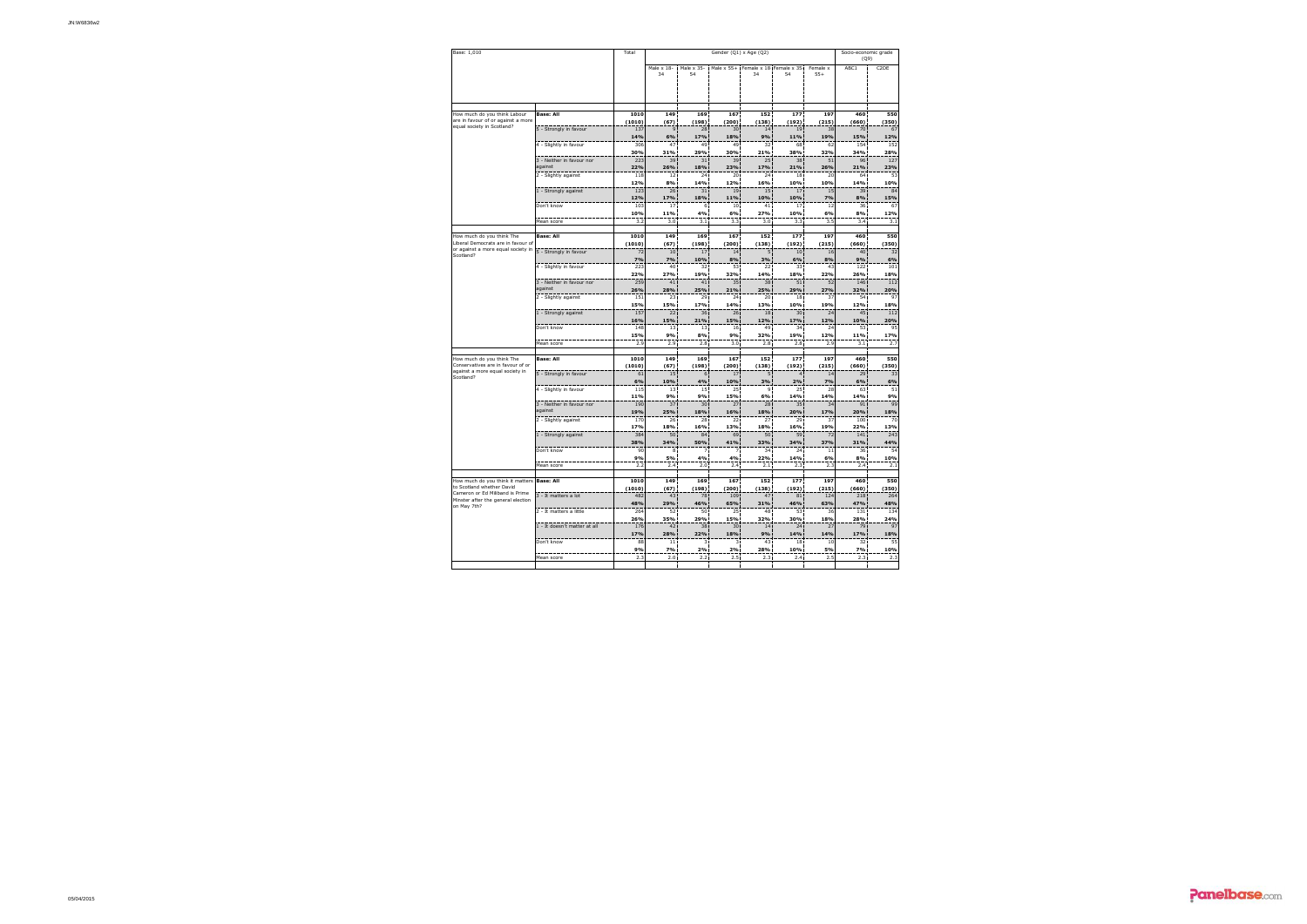| Base: 1,010 | | Total | Gender (Q1) x Age (Q2) | | | | | | Socio-economic grade (Q9) | |
|---|---|---|---|---|---|---|---|---|---|---|
| | | | Male x 18-34 | Male x 35-54 | Male x 55+ | Female x 18-34 | Female x 35-54 | Female x 55+ | ABC1 | C2DE |
| How much do you think Labour are in favour of or against a more equal society in Scotland? | Base: All | 1010 | 149 | 169 | 167 | 152 | 177 | 197 | 460 | 550 |
| | | (1010) | (67) | (198) | (200) | (138) | (192) | (215) | (660) | (350) |
| | 5 - Strongly in favour | 137 | 9 | 28 | 30 | 14 | 19 | 38 | 70 | 67 |
| | | 14% | 6% | 17% | 18% | 9% | 11% | 19% | 15% | 12% |
| | 4 - Slightly in favour | 306 | 47 | 49 | 49 | 32 | 68 | 62 | 154 | 152 |
| | | 30% | 31% | 29% | 30% | 21% | 38% | 32% | 34% | 28% |
| | 3 - Neither in favour nor against | 223 | 39 | 31 | 39 | 25 | 38 | 51 | 96 | 127 |
| | | 22% | 26% | 18% | 23% | 17% | 21% | 26% | 21% | 23% |
| | 2 - Slightly against | 118 | 12 | 24 | 20 | 24 | 18 | 20 | 64 | 53 |
| | | 12% | 8% | 14% | 12% | 16% | 10% | 10% | 14% | 10% |
| | 1 - Strongly against | 123 | 26 | 31 | 19 | 15 | 17 | 15 | 39 | 84 |
| | | 12% | 17% | 18% | 11% | 10% | 10% | 7% | 8% | 15% |
| | Don't know | 103 | 17 | 6 | 10 | 41 | 17 | 12 | 36 | 67 |
| | | 10% | 11% | 4% | 6% | 27% | 10% | 6% | 8% | 12% |
| | Mean score | 3.2 | 3.0 | 3.1 | 3.3 | 3.0 | 3.3 | 3.5 | 3.4 | 3.1 |
| How much do you think The Liberal Democrats are in favour of or against a more equal society in Scotland? | Base: All | 1010 | 149 | 169 | 167 | 152 | 177 | 197 | 460 | 550 |
| | | (1010) | (67) | (198) | (200) | (138) | (192) | (215) | (660) | (350) |
| | 5 - Strongly in favour | 72 | 10 | 17 | 14 | 5 | 10 | 16 | 40 | 32 |
| | | 7% | 7% | 10% | 8% | 3% | 6% | 8% | 9% | 6% |
| | 4 - Slightly in favour | 222 | 40 | 32 | 53 | 22 | 33 | 43 | 122 | 101 |
| | | 22% | 27% | 19% | 32% | 14% | 18% | 22% | 26% | 18% |
| | 3 - Neither in favour nor against | 259 | 41 | 41 | 35 | 38 | 51 | 52 | 146 | 112 |
| | | 26% | 28% | 25% | 21% | 25% | 29% | 27% | 32% | 20% |
| | 2 - Slightly against | 151 | 23 | 29 | 24 | 20 | 18 | 37 | 54 | 97 |
| | | 15% | 15% | 17% | 14% | 13% | 10% | 19% | 12% | 18% |
| | 1 - Strongly against | 157 | 22 | 36 | 26 | 18 | 30 | 24 | 45 | 112 |
| | | 16% | 15% | 21% | 15% | 12% | 17% | 12% | 10% | 20% |
| | Don't know | 148 | 13 | 13 | 16 | 49 | 34 | 24 | 53 | 95 |
| | | 15% | 9% | 8% | 9% | 32% | 19% | 12% | 11% | 17% |
| | Mean score | 2.9 | 2.9 | 2.8 | 3.0 | 2.8 | 2.8 | 2.9 | 3.1 | 2.7 |
| How much do you think The Conservatives are in favour of or against a more equal society in Scotland? | Base: All | 1010 | 149 | 169 | 167 | 152 | 177 | 197 | 460 | 550 |
| | | (1010) | (67) | (198) | (200) | (138) | (192) | (215) | (660) | (350) |
| | 5 - Strongly in favour | 61 | 15 | 6 | 17 | 5 | 4 | 14 | 29 | 33 |
| | | 6% | 10% | 4% | 10% | 3% | 2% | 7% | 6% | 6% |
| | 4 - Slightly in favour | 115 | 13 | 15 | 25 | 9 | 25 | 28 | 63 | 51 |
| | | 11% | 9% | 9% | 15% | 6% | 14% | 14% | 14% | 9% |
| | 3 - Neither in favour nor against | 190 | 37 | 30 | 27 | 28 | 35 | 34 | 91 | 99 |
| | | 19% | 25% | 18% | 16% | 18% | 20% | 17% | 20% | 18% |
| | 2 - Slightly against | 170 | 26 | 28 | 22 | 27 | 29 | 37 | 100 | 70 |
| | | 17% | 18% | 16% | 13% | 18% | 16% | 19% | 22% | 13% |
| | 1 - Strongly against | 384 | 50 | 84 | 69 | 50 | 59 | 72 | 141 | 243 |
| | | 38% | 34% | 50% | 41% | 33% | 34% | 37% | 31% | 44% |
| | Don't know | 90 | 8 | 7 | 7 | 34 | 24 | 11 | 36 | 54 |
| | | 9% | 5% | 4% | 4% | 22% | 14% | 6% | 8% | 10% |
| | Mean score | 2.2 | 2.4 | 2.0 | 2.4 | 2.1 | 2.3 | 2.3 | 2.4 | 2.1 |
| How much do you think it matters to Scotland whether David Cameron or Ed Miliband is Prime Minister after the general election on May 7th? | Base: All | 1010 | 149 | 169 | 167 | 152 | 177 | 197 | 460 | 550 |
| | | (1010) | (67) | (198) | (200) | (138) | (192) | (215) | (660) | (350) |
| | 3 - It matters a lot | 482 | 43 | 78 | 109 | 47 | 81 | 124 | 218 | 264 |
| | | 48% | 29% | 46% | 65% | 31% | 46% | 63% | 47% | 48% |
| | 2 - It matters a little | 264 | 52 | 50 | 25 | 48 | 53 | 36 | 131 | 134 |
| | | 26% | 35% | 29% | 15% | 32% | 30% | 18% | 28% | 24% |
| | 1 - It doesn't matter at all | 176 | 42 | 38 | 30 | 14 | 24 | 27 | 79 | 97 |
| | | 17% | 28% | 22% | 18% | 9% | 14% | 14% | 17% | 18% |
| | Don't know | 88 | 11 | 3 | 3 | 43 | 18 | 10 | 32 | 55 |
| | | 9% | 7% | 2% | 2% | 28% | 10% | 5% | 7% | 10% |
| | Mean score | 2.3 | 2.0 | 2.3 | 2.5 | 2.3 | 2.4 | 2.5 | 2.3 | 2.3 |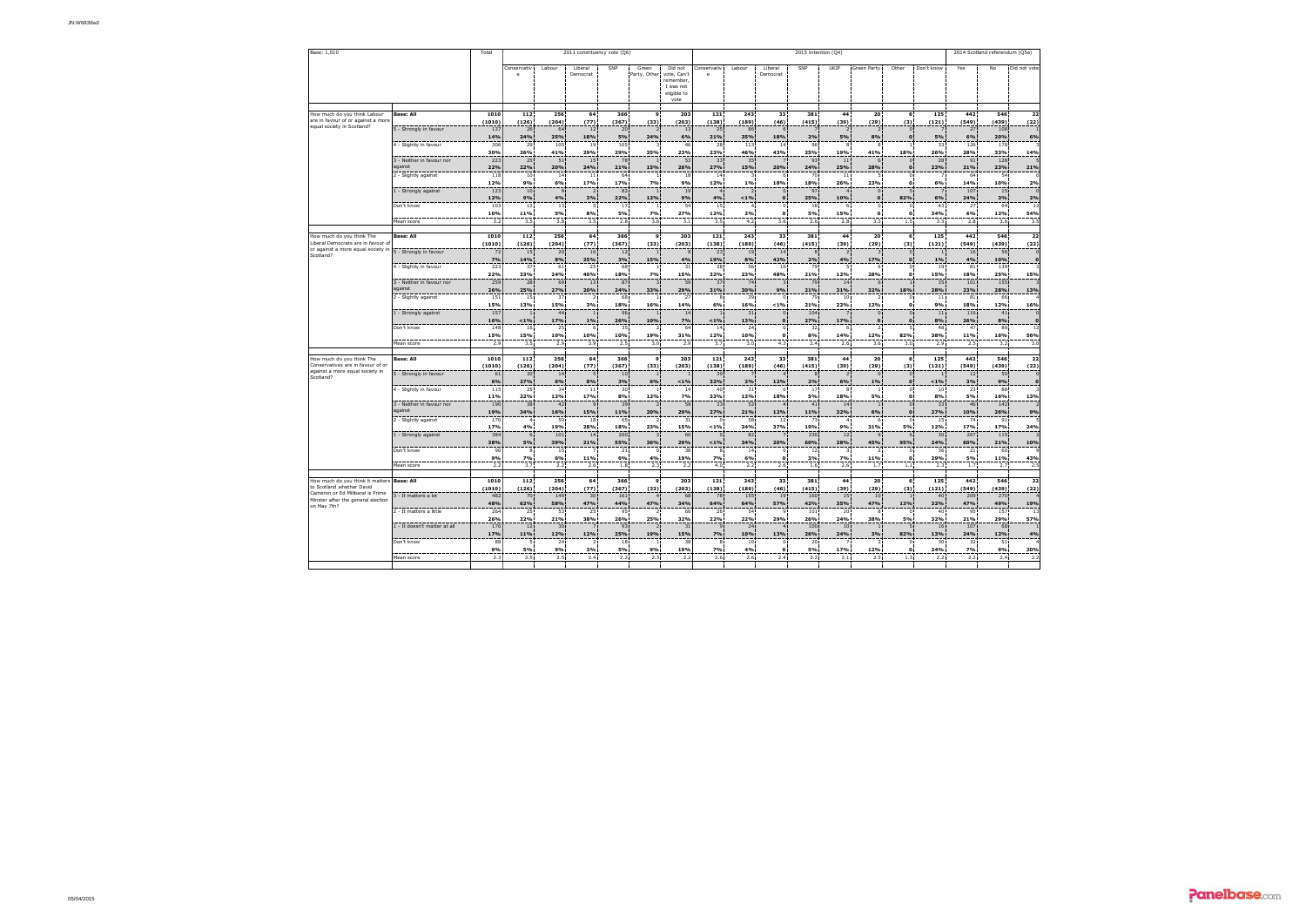Base: 1,010

| | | Total | 2011 constituency vote (Q6) | | | | | | 2015 Intention (Q4) | | | | | | | | 2014 Scotland referendum (Q5a) | | |
|---|---|---|---|---|---|---|---|---|---|---|---|---|---|---|---|---|---|---|---|
| | | | Conservative | Labour | Liberal Democrat | SNP | Green Party, Other | Did not vote, Can't remember, I was not eligible to vote | Conservative | Labour | Liberal Democrat | SNP | UKIP | Green Party | Other | Don't know | Yes | No | Did not vote |
| How much do you think Labour are in favour of or against a more equal society in Scotland? | Base: All | **1010** | **112** | **256** | **64** | **366** | **9** | **203** | **121** | **243** | **33** | **381** | **44** | **20** | **6** | **125** | **442** | **546** | **22** |
| | | **(1010)** | **(126)** | **(204)** | **(77)** | **(367)** | **(33)** | **(203)** | **(138)** | **(189)** | **(46)** | **(415)** | **(39)** | **(29)** | **(3)** | **(121)** | **(549)** | **(439)** | **(22)** |
| | 5 - Strongly in favour | 137 | 28 | 63 | 12 | 20 | 2 | 13 | 25 | 85 | 6 | 7 | 2 | 2 | 0 | 7 | 27 | 108 | 1 |
| | | **14%** | **24%** | **25%** | **18%** | **5%** | **24%** | **6%** | **21%** | **35%** | **18%** | **2%** | **5%** | **8%** | **0** | **5%** | **6%** | **20%** | **6%** |
| | 4 - Slightly in favour | 306 | 29 | 105 | 19 | 105 | 3 | 46 | 28 | 113 | 14 | 96 | 8 | 8 | 1 | 33 | 126 | 178 | 3 |
| | | **30%** | **26%** | **41%** | **29%** | **29%** | **35%** | **23%** | **23%** | **46%** | **43%** | **25%** | **19%** | **41%** | **18%** | **26%** | **28%** | **33%** | **14%** |
| | 3 - Neither in favour nor against | 223 | 25 | 51 | 15 | 78 | 1 | 53 | 33 | 35 | 7 | 93 | 11 | 6 | 0 | 28 | 91 | 128 | 5 |
| | | **22%** | **22%** | **20%** | **24%** | **21%** | **15%** | **26%** | **27%** | **15%** | **20%** | **24%** | **25%** | **28%** | **0** | **23%** | **21%** | **23%** | **21%** |
| | 2 - Slightly against | 118 | 10 | 14 | 11 | 64 | 1 | 18 | 14 | 3 | 6 | 70 | 11 | 5 | 0 | 7 | 64 | 54 | 0 |
| | | **12%** | **9%** | **6%** | **17%** | **17%** | **7%** | **9%** | **12%** | **1%** | **18%** | **18%** | **26%** | **23%** | **0** | **6%** | **14%** | **10%** | **2%** |
| | 1 - Strongly against | 123 | 10 | 9 | 2 | 82 | 1 | 19 | 4 | 2 | 0 | 97 | 4 | 0 | 5 | 7 | 107 | 15 | 0 |
| | | **12%** | **9%** | **4%** | **3%** | **22%** | **12%** | **9%** | **4%** | **<1%** | **0** | **25%** | **10%** | **0** | **82%** | **6%** | **24%** | **3%** | **2%** |
| | Don't know | 103 | 12 | 13 | 5 | 17 | 1 | 54 | 15 | 4 | 0 | 18 | 6 | 0 | 0 | 43 | 27 | 64 | 12 |
| | | **10%** | **11%** | **5%** | **8%** | **5%** | **7%** | **27%** | **12%** | **2%** | **0** | **5%** | **15%** | **0** | **0** | **34%** | **6%** | **12%** | **54%** |
| | Mean score | 3.2 | 3.5 | 3.8 | 3.5 | 2.8 | 3.6 | 3.1 | 3.5 | 4.2 | 3.6 | 2.6 | 2.8 | 3.3 | 1.5 | 3.3 | 2.8 | 3.6 | 3.5 |
| How much do you think The Liberal Democrats are in favour of or against a more equal society in Scotland? | Base: All | **1010** | **112** | **256** | **64** | **366** | **9** | **203** | **121** | **243** | **33** | **381** | **44** | **20** | **6** | **125** | **442** | **546** | **22** |
| | | **(1010)** | **(126)** | **(204)** | **(77)** | **(367)** | **(33)** | **(203)** | **(138)** | **(189)** | **(46)** | **(415)** | **(39)** | **(29)** | **(3)** | **(121)** | **(549)** | **(439)** | **(22)** |
| | 5 - Strongly in favour | 72 | 15 | 20 | 16 | 12 | 1 | 8 | 23 | 19 | 14 | 8 | 2 | 3 | 0 | 1 | 16 | 56 | 0 |
| | | **7%** | **14%** | **8%** | **25%** | **3%** | **15%** | **4%** | **19%** | **8%** | **42%** | **2%** | **4%** | **17%** | **0** | **1%** | **4%** | **10%** | **0** |
| | 4 - Slightly in favour | 223 | 37 | 61 | 26 | 68 | 1 | 31 | 38 | 56 | 16 | 79 | 5 | 6 | 0 | 19 | 81 | 139 | 3 |
| | | **22%** | **33%** | **24%** | **40%** | **18%** | **7%** | **15%** | **32%** | **23%** | **48%** | **21%** | **12%** | **28%** | **0** | **15%** | **18%** | **25%** | **15%** |
| | 3 - Neither in favour nor against | 259 | 28 | 69 | 13 | 87 | 3 | 59 | 37 | 74 | 3 | 79 | 14 | 6 | 1 | 35 | 101 | 155 | 3 |
| | | **26%** | **25%** | **27%** | **20%** | **24%** | **33%** | **29%** | **31%** | **30%** | **9%** | **21%** | **31%** | **32%** | **18%** | **28%** | **23%** | **28%** | **13%** |
| | 2 - Slightly against | 151 | 15 | 37 | 2 | 68 | 1 | 27 | 8 | 39 | 0 | 79 | 10 | 3 | 0 | 11 | 81 | 66 | 4 |
| | | **15%** | **13%** | **15%** | **3%** | **18%** | **16%** | **14%** | **6%** | **16%** | **<1%** | **21%** | **22%** | **12%** | **0** | **9%** | **18%** | **12%** | **16%** |
| | 1 - Strongly against | 157 | 1 | 44 | 1 | 96 | 1 | 14 | 1 | 31 | 0 | 104 | 7 | 0 | 0 | 11 | 116 | 41 | 0 |
| | | **16%** | **<1%** | **17%** | **1%** | **26%** | **10%** | **7%** | **<1%** | **13%** | **0** | **27%** | **17%** | **0** | **0** | **8%** | **26%** | **8%** | **0** |
| | Don't know | 148 | 16 | 26 | 6 | 36 | 2 | 64 | 15 | 24 | 0 | 32 | 6 | 3 | 5 | 48 | 47 | 89 | 12 |
| | | **15%** | **15%** | **10%** | **10%** | **10%** | **19%** | **31%** | **12%** | **10%** | **0** | **8%** | **14%** | **12%** | **82%** | **38%** | **11%** | **16%** | **56%** |
| | Mean score | 2.9 | 3.5 | 2.9 | 3.9 | 2.5 | 3.0 | 2.9 | 3.7 | 3.0 | 4.3 | 2.4 | 2.6 | 3.6 | 3.0 | 2.9 | 2.5 | 3.2 | 3.0 |
| How much do you think The Conservatives are in favour of or against a more equal society in Scotland? | Base: All | **1010** | **112** | **256** | **64** | **366** | **9** | **203** | **121** | **243** | **33** | **381** | **44** | **20** | **6** | **125** | **442** | **546** | **22** |
| | | **(1010)** | **(126)** | **(204)** | **(77)** | **(367)** | **(33)** | **(203)** | **(138)** | **(189)** | **(46)** | **(415)** | **(39)** | **(29)** | **(3)** | **(121)** | **(549)** | **(439)** | **(22)** |
| | 5 - Strongly in favour | 61 | 30 | 14 | 5 | 10 | 1 | 1 | 39 | 7 | 4 | 8 | 3 | 0 | 0 | 1 | 12 | 50 | 0 |
| | | **6%** | **27%** | **6%** | **8%** | **3%** | **6%** | **<1%** | **32%** | **3%** | **12%** | **2%** | **6%** | **1%** | **0** | **<1%** | **3%** | **9%** | **0** |
| | 4 - Slightly in favour | 115 | 25 | 34 | 11 | 30 | 1 | 14 | 40 | 31 | 6 | 17 | 8 | 1 | 0 | 10 | 23 | 88 | 3 |
| | | **11%** | **22%** | **13%** | **17%** | **8%** | **12%** | **7%** | **33%** | **13%** | **18%** | **5%** | **18%** | **5%** | **0** | **8%** | **5%** | **16%** | **13%** |
| | 3 - Neither in favour nor against | 190 | 38 | 42 | 9 | 39 | 2 | 59 | 33 | 52 | 4 | 41 | 14 | 1 | 0 | 33 | 46 | 142 | 2 |
| | | **19%** | **34%** | **16%** | **15%** | **11%** | **20%** | **29%** | **27%** | **21%** | **12%** | **11%** | **32%** | **6%** | **0** | **27%** | **10%** | **26%** | **9%** |
| | 2 - Slightly against | 176 | 4 | 50 | 18 | 65 | 2 | 31 | 0 | 58 | 12 | 73 | 4 | 6 | 0 | 15 | 74 | 91 | 5 |
| | | **17%** | **4%** | **19%** | **28%** | **18%** | **23%** | **15%** | **<1%** | **24%** | **37%** | **19%** | **9%** | **31%** | **5%** | **12%** | **17%** | **17%** | **24%** |
| | 1 - Strongly against | 384 | 6 | 101 | 14 | 200 | 3 | 60 | 0 | 82 | 7 | 230 | 12 | 9 | 6 | 30 | 267 | 115 | 2 |
| | | **38%** | **5%** | **39%** | **21%** | **55%** | **36%** | **29%** | **<1%** | **34%** | **20%** | **60%** | **28%** | **45%** | **95%** | **24%** | **60%** | **21%** | **10%** |
| | Don't know | 95 | 8 | 15 | 7 | 21 | 0 | 38 | 8 | 14 | 0 | 12 | 3 | 2 | 0 | 36 | 21 | 60 | 9 |
| | | **9%** | **7%** | **6%** | **11%** | **6%** | **4%** | **19%** | **7%** | **6%** | **0** | **3%** | **7%** | **11%** | **0** | **29%** | **5%** | **11%** | **43%** |
| | Mean score | 2.2 | 3.7 | 2.2 | 2.6 | 1.8 | 2.3 | 2.2 | 4.0 | 2.2 | 2.6 | 1.6 | 2.6 | 1.7 | 1.1 | 2.3 | 1.7 | 2.7 | 2.5 |
| How much do you think it matters to Scotland whether David Cameron or Ed Miliband is Prime Minister after the general election on May 7th? | Base: All | **1010** | **112** | **256** | **64** | **366** | **9** | **203** | **121** | **243** | **33** | **381** | **44** | **20** | **6** | **125** | **442** | **546** | **22** |
| | | **(1010)** | **(126)** | **(204)** | **(77)** | **(367)** | **(33)** | **(203)** | **(138)** | **(189)** | **(46)** | **(415)** | **(39)** | **(29)** | **(3)** | **(121)** | **(549)** | **(439)** | **(22)** |
| | 3 - It matters a lot | 482 | 70 | 149 | 30 | 161 | 4 | 68 | 78 | 155 | 19 | 160 | 15 | 10 | 1 | 40 | 209 | 270 | 4 |
| | | **48%** | **62%** | **58%** | **47%** | **44%** | **47%** | **34%** | **64%** | **64%** | **57%** | **42%** | **35%** | **47%** | **13%** | **32%** | **47%** | **49%** | **19%** |
| | 2 - It matters a little | 264 | 25 | 53 | 25 | 95 | 2 | 66 | 26 | 54 | 9 | 101 | 10 | 8 | 0 | 40 | 95 | 157 | 13 |
| | | **26%** | **22%** | **21%** | **38%** | **26%** | **25%** | **32%** | **22%** | **22%** | **29%** | **26%** | **24%** | **38%** | **5%** | **32%** | **21%** | **29%** | **57%** |
| | 1 - It doesn't matter at all | 176 | 12 | 30 | 7 | 93 | 2 | 31 | 9 | 24 | 4 | 100 | 10 | 1 | 5 | 16 | 107 | 68 | 1 |
| | | **17%** | **11%** | **12%** | **12%** | **25%** | **19%** | **15%** | **7%** | **10%** | **13%** | **26%** | **24%** | **3%** | **82%** | **13%** | **24%** | **12%** | **4%** |
| | Don't know | 88 | 5 | 24 | 2 | 18 | 1 | 38 | 8 | 10 | 0 | 20 | 7 | 2 | 0 | 30 | 32 | 51 | 4 |
| | | **9%** | **5%** | **9%** | **3%** | **5%** | **9%** | **19%** | **7%** | **4%** | **0** | **5%** | **17%** | **12%** | **0** | **24%** | **7%** | **9%** | **20%** |
| | Mean score | 2.3 | 2.5 | 2.5 | 2.4 | 2.2 | 2.3 | 2.2 | 2.6 | 2.6 | 2.4 | 2.2 | 2.1 | 2.5 | 1.3 | 2.2 | 2.3 | 2.4 | 2.2 |